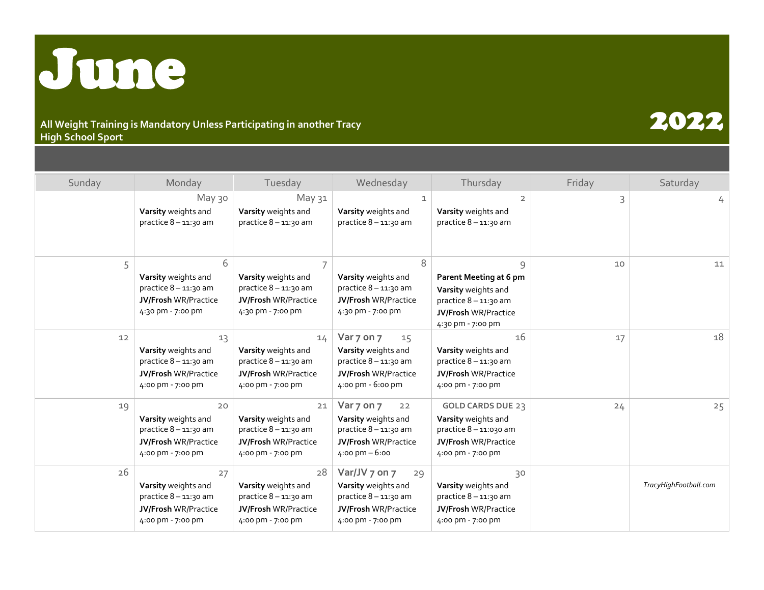# June

**All Weight Training is Mandatory Unless Participating in another Tracy High School Sport**

# 2022

| Sunday | Monday | Tuesday | Wednesday | Thursday | Friday | Saturday |
|---|---|---|---|---|---|---|
| | May 30<br>**Varsity** weights and practice 8 – 11:30 am | May 31<br>**Varsity** weights and practice 8 – 11:30 am | 1<br>**Varsity** weights and practice 8 – 11:30 am | 2<br>**Varsity** weights and practice 8 – 11:30 am | 3 | 4 |
| 5 | 6<br>**Varsity** weights and practice 8 – 11:30 am<br>**JV/Frosh** WR/Practice 4:30 pm - 7:00 pm | 7<br>**Varsity** weights and practice 8 – 11:30 am<br>**JV/Frosh** WR/Practice 4:30 pm - 7:00 pm | 8<br>**Varsity** weights and practice 8 – 11:30 am<br>**JV/Frosh** WR/Practice 4:30 pm - 7:00 pm | 9<br>**Parent Meeting at 6 pm**<br>**Varsity** weights and practice 8 – 11:30 am<br>**JV/Frosh** WR/Practice 4:30 pm - 7:00 pm | 10 | 11 |
| 12 | 13<br>**Varsity** weights and practice 8 – 11:30 am<br>**JV/Frosh** WR/Practice 4:00 pm - 7:00 pm | 14<br>**Varsity** weights and practice 8 – 11:30 am<br>**JV/Frosh** WR/Practice 4:00 pm - 7:00 pm | **Var 7 on 7** 15<br>**Varsity** weights and practice 8 – 11:30 am<br>**JV/Frosh** WR/Practice 4:00 pm - 6:00 pm | 16<br>**Varsity** weights and practice 8 – 11:30 am<br>**JV/Frosh** WR/Practice 4:00 pm - 7:00 pm | 17 | 18 |
| 19 | 20<br>**Varsity** weights and practice 8 – 11:30 am<br>**JV/Frosh** WR/Practice 4:00 pm - 7:00 pm | 21<br>**Varsity** weights and practice 8 – 11:30 am<br>**JV/Frosh** WR/Practice 4:00 pm - 7:00 pm | **Var 7 on 7** 22<br>**Varsity** weights and practice 8 – 11:30 am<br>**JV/Frosh** WR/Practice 4:00 pm – 6:00 | **GOLD CARDS DUE** 23<br>**Varsity** weights and practice 8 – 11:030 am<br>**JV/Frosh** WR/Practice 4:00 pm - 7:00 pm | 24 | 25 |
| 26 | 27<br>**Varsity** weights and practice 8 – 11:30 am<br>**JV/Frosh** WR/Practice 4:00 pm - 7:00 pm | 28<br>**Varsity** weights and practice 8 – 11:30 am<br>**JV/Frosh** WR/Practice 4:00 pm - 7:00 pm | **Var/JV 7 on 7** 29<br>**Varsity** weights and practice 8 – 11:30 am<br>**JV/Frosh** WR/Practice 4:00 pm - 7:00 pm | 30<br>**Varsity** weights and practice 8 – 11:30 am<br>**JV/Frosh** WR/Practice 4:00 pm - 7:00 pm | | *TracyHighFootball.com* |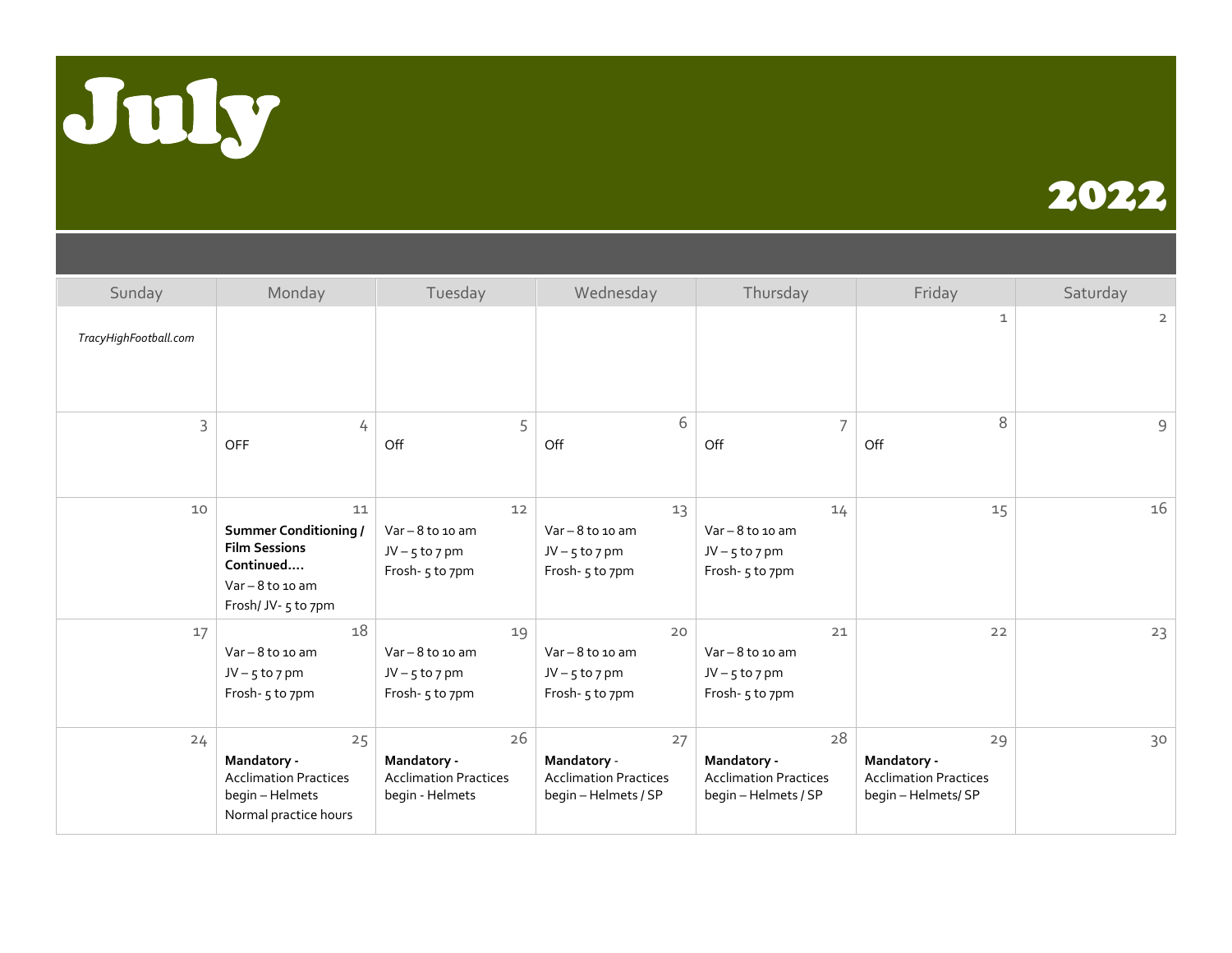# July

## 2022

| Sunday | Monday | Tuesday | Wednesday | Thursday | Friday | Saturday |
|---|---|---|---|---|---|---|
| *TracyHighFootball.com* | | | | | 1 | 2 |
| 3 | 4<br>OFF | 5<br>Off | 6<br>Off | 7<br>Off | 8<br>Off | 9 |
| 10 | 11<br>**Summer Conditioning / Film Sessions Continued….**<br>Var – 8 to 10 am<br>Frosh/ JV- 5 to 7pm | 12<br>Var – 8 to 10 am<br>JV – 5 to 7 pm<br>Frosh- 5 to 7pm | 13<br>Var – 8 to 10 am<br>JV – 5 to 7 pm<br>Frosh- 5 to 7pm | 14<br>Var – 8 to 10 am<br>JV – 5 to 7 pm<br>Frosh- 5 to 7pm | 15 | 16 |
| 17 | 18<br>Var – 8 to 10 am<br>JV – 5 to 7 pm<br>Frosh- 5 to 7pm | 19<br>Var – 8 to 10 am<br>JV – 5 to 7 pm<br>Frosh- 5 to 7pm | 20<br>Var – 8 to 10 am<br>JV – 5 to 7 pm<br>Frosh- 5 to 7pm | 21<br>Var – 8 to 10 am<br>JV – 5 to 7 pm<br>Frosh- 5 to 7pm | 22 | 23 |
| 24 | 25<br>**Mandatory -**<br>Acclimation Practices begin – Helmets<br>Normal practice hours | 26<br>**Mandatory -**<br>Acclimation Practices begin - Helmets | 27<br>**Mandatory** -<br>Acclimation Practices begin – Helmets / SP | 28<br>**Mandatory -**<br>Acclimation Practices begin – Helmets / SP | 29<br>**Mandatory -**<br>Acclimation Practices begin – Helmets/ SP | 30 |